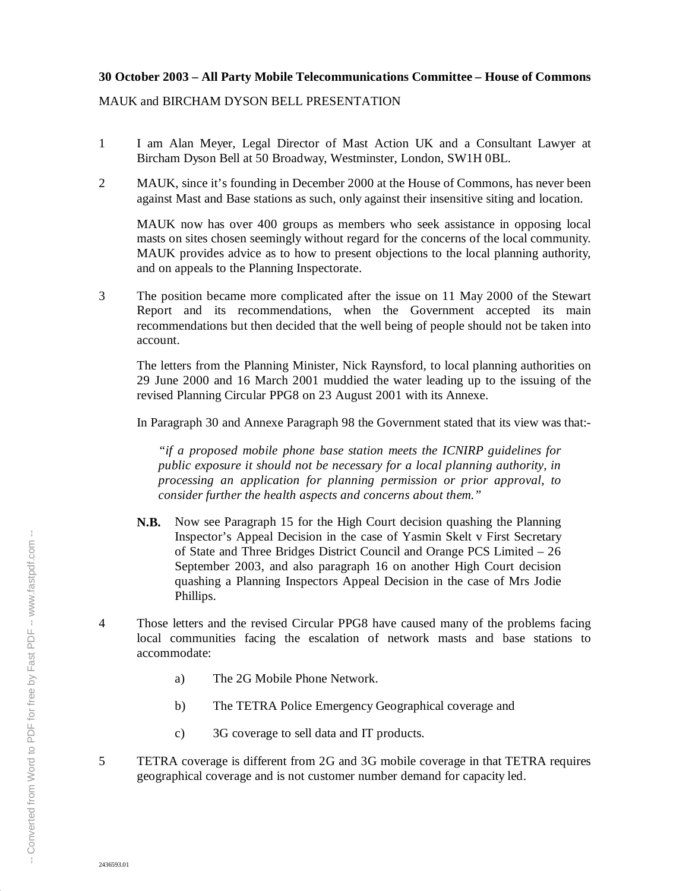**30 October 2003 – All Party Mobile Telecommunications Committee – House of Commons**

MAUK and BIRCHAM DYSON BELL PRESENTATION

1. I am Alan Meyer, Legal Director of Mast Action UK and a Consultant Lawyer at Bircham Dyson Bell at 50 Broadway, Westminster, London, SW1H 0BL.

2. MAUK, since it's founding in December 2000 at the House of Commons, has never been against Mast and Base stations as such, only against their insensitive siting and location.

   MAUK now has over 400 groups as members who seek assistance in opposing local masts on sites chosen seemingly without regard for the concerns of the local community. MAUK provides advice as to how to present objections to the local planning authority, and on appeals to the Planning Inspectorate.

3. The position became more complicated after the issue on 11 May 2000 of the Stewart Report and its recommendations, when the Government accepted its main recommendations but then decided that the well being of people should not be taken into account.

   The letters from the Planning Minister, Nick Raynsford, to local planning authorities on 29 June 2000 and 16 March 2001 muddied the water leading up to the issuing of the revised Planning Circular PPG8 on 23 August 2001 with its Annexe.

   In Paragraph 30 and Annexe Paragraph 98 the Government stated that its view was that:-

   > *"if a proposed mobile phone base station meets the ICNIRP guidelines for public exposure it should not be necessary for a local planning authority, in processing an application for planning permission or prior approval, to consider further the health aspects and concerns about them."*

   **N.B.** Now see Paragraph 15 for the High Court decision quashing the Planning Inspector's Appeal Decision in the case of Yasmin Skelt v First Secretary of State and Three Bridges District Council and Orange PCS Limited – 26 September 2003, and also paragraph 16 on another High Court decision quashing a Planning Inspectors Appeal Decision in the case of Mrs Jodie Phillips.

4. Those letters and the revised Circular PPG8 have caused many of the problems facing local communities facing the escalation of network masts and base stations to accommodate:

   a) The 2G Mobile Phone Network.

   b) The TETRA Police Emergency Geographical coverage and

   c) 3G coverage to sell data and IT products.

5. TETRA coverage is different from 2G and 3G mobile coverage in that TETRA requires geographical coverage and is not customer number demand for capacity led.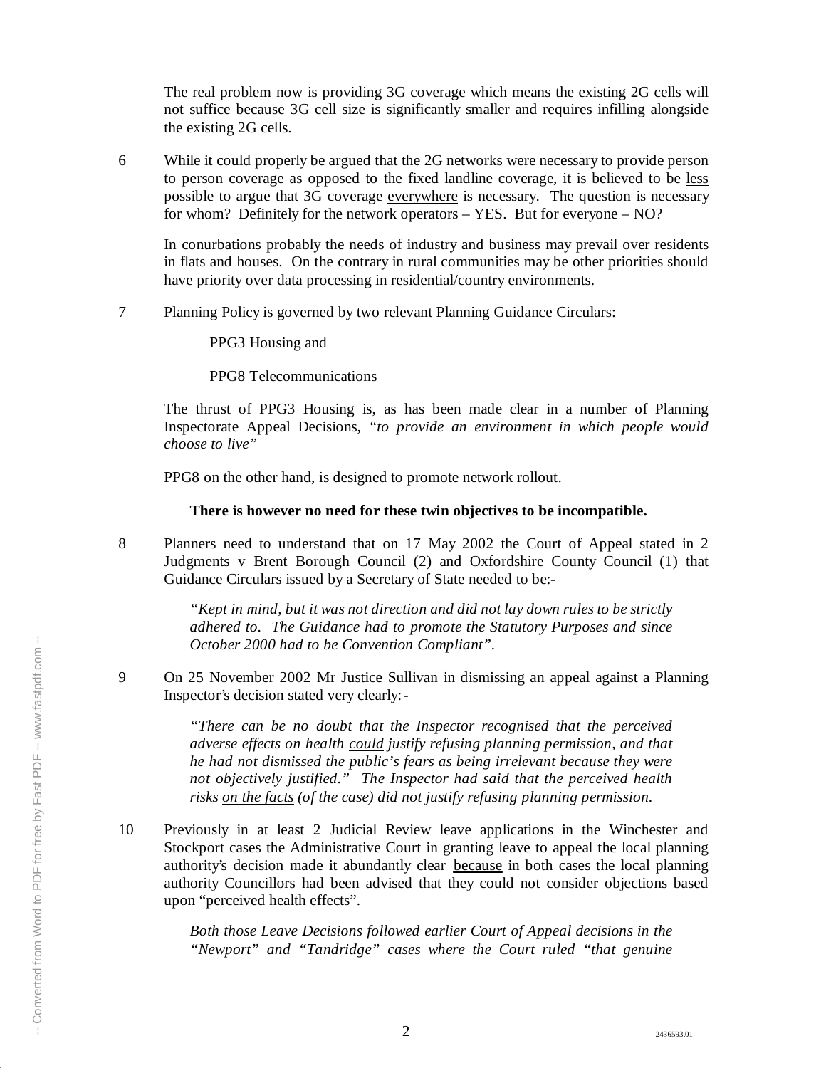The real problem now is providing 3G coverage which means the existing 2G cells will not suffice because 3G cell size is significantly smaller and requires infilling alongside the existing 2G cells.

6 While it could properly be argued that the 2G networks were necessary to provide person to person coverage as opposed to the fixed landline coverage, it is believed to be <u>less</u> possible to argue that 3G coverage <u>everywhere</u> is necessary. The question is necessary for whom? Definitely for the network operators – YES. But for everyone – NO?

In conurbations probably the needs of industry and business may prevail over residents in flats and houses. On the contrary in rural communities may be other priorities should have priority over data processing in residential/country environments.

7 Planning Policy is governed by two relevant Planning Guidance Circulars:

PPG3 Housing and

PPG8 Telecommunications

The thrust of PPG3 Housing is, as has been made clear in a number of Planning Inspectorate Appeal Decisions, *"to provide an environment in which people would choose to live"*

PPG8 on the other hand, is designed to promote network rollout.

**There is however no need for these twin objectives to be incompatible.**

8 Planners need to understand that on 17 May 2002 the Court of Appeal stated in 2 Judgments v Brent Borough Council (2) and Oxfordshire County Council (1) that Guidance Circulars issued by a Secretary of State needed to be:-

> *"Kept in mind, but it was not direction and did not lay down rules to be strictly adhered to. The Guidance had to promote the Statutory Purposes and since October 2000 had to be Convention Compliant".*

9 On 25 November 2002 Mr Justice Sullivan in dismissing an appeal against a Planning Inspector's decision stated very clearly:-

> *"There can be no doubt that the Inspector recognised that the perceived adverse effects on health <u>could</u> justify refusing planning permission, and that he had not dismissed the public's fears as being irrelevant because they were not objectively justified." The Inspector had said that the perceived health risks <u>on the facts</u> (of the case) did not justify refusing planning permission.*

10 Previously in at least 2 Judicial Review leave applications in the Winchester and Stockport cases the Administrative Court in granting leave to appeal the local planning authority's decision made it abundantly clear <u>because</u> in both cases the local planning authority Councillors had been advised that they could not consider objections based upon "perceived health effects".

> *Both those Leave Decisions followed earlier Court of Appeal decisions in the "Newport" and "Tandridge" cases where the Court ruled "that genuine*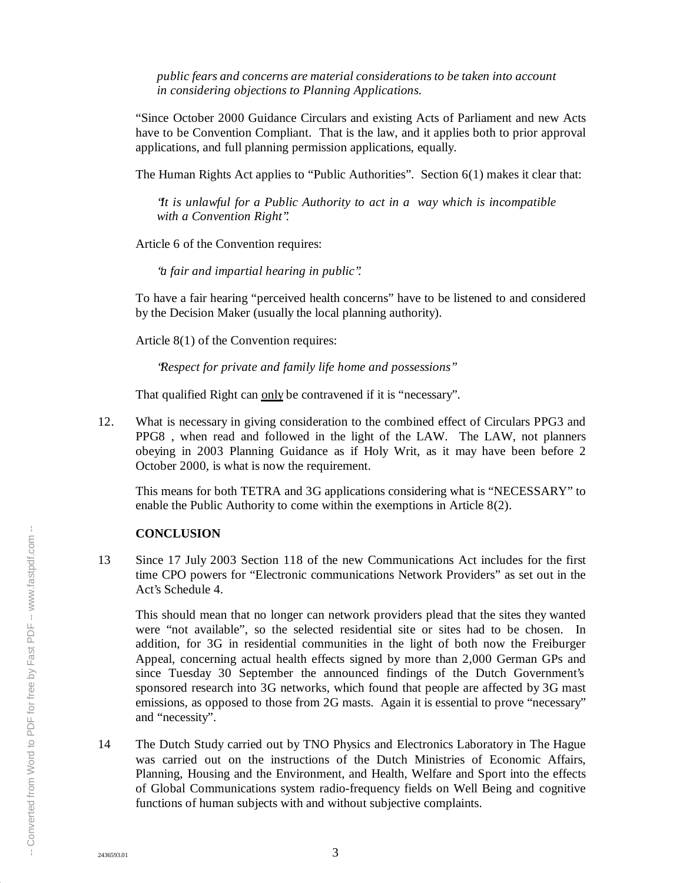*public fears and concerns are material considerations to be taken into account in considering objections to Planning Applications.*

"Since October 2000 Guidance Circulars and existing Acts of Parliament and new Acts have to be Convention Compliant. That is the law, and it applies both to prior approval applications, and full planning permission applications, equally.

The Human Rights Act applies to "Public Authorities". Section 6(1) makes it clear that:

> *"It is unlawful for a Public Authority to act in a way which is incompatible with a Convention Right".*

Article 6 of the Convention requires:

> *"a fair and impartial hearing in public".*

To have a fair hearing "perceived health concerns" have to be listened to and considered by the Decision Maker (usually the local planning authority).

Article 8(1) of the Convention requires:

> *"Respect for private and family life home and possessions"*

That qualified Right can <u>only</u> be contravened if it is "necessary".

12. What is necessary in giving consideration to the combined effect of Circulars PPG3 and PPG8 , when read and followed in the light of the LAW. The LAW, not planners obeying in 2003 Planning Guidance as if Holy Writ, as it may have been before 2 October 2000, is what is now the requirement.

    This means for both TETRA and 3G applications considering what is "NECESSARY" to enable the Public Authority to come within the exemptions in Article 8(2).

**CONCLUSION**

13 Since 17 July 2003 Section 118 of the new Communications Act includes for the first time CPO powers for "Electronic communications Network Providers" as set out in the Act's Schedule 4.

   This should mean that no longer can network providers plead that the sites they wanted were "not available", so the selected residential site or sites had to be chosen. In addition, for 3G in residential communities in the light of both now the Freiburger Appeal, concerning actual health effects signed by more than 2,000 German GPs and since Tuesday 30 September the announced findings of the Dutch Government's sponsored research into 3G networks, which found that people are affected by 3G mast emissions, as opposed to those from 2G masts. Again it is essential to prove "necessary" and "necessity".

14 The Dutch Study carried out by TNO Physics and Electronics Laboratory in The Hague was carried out on the instructions of the Dutch Ministries of Economic Affairs, Planning, Housing and the Environment, and Health, Welfare and Sport into the effects of Global Communications system radio-frequency fields on Well Being and cognitive functions of human subjects with and without subjective complaints.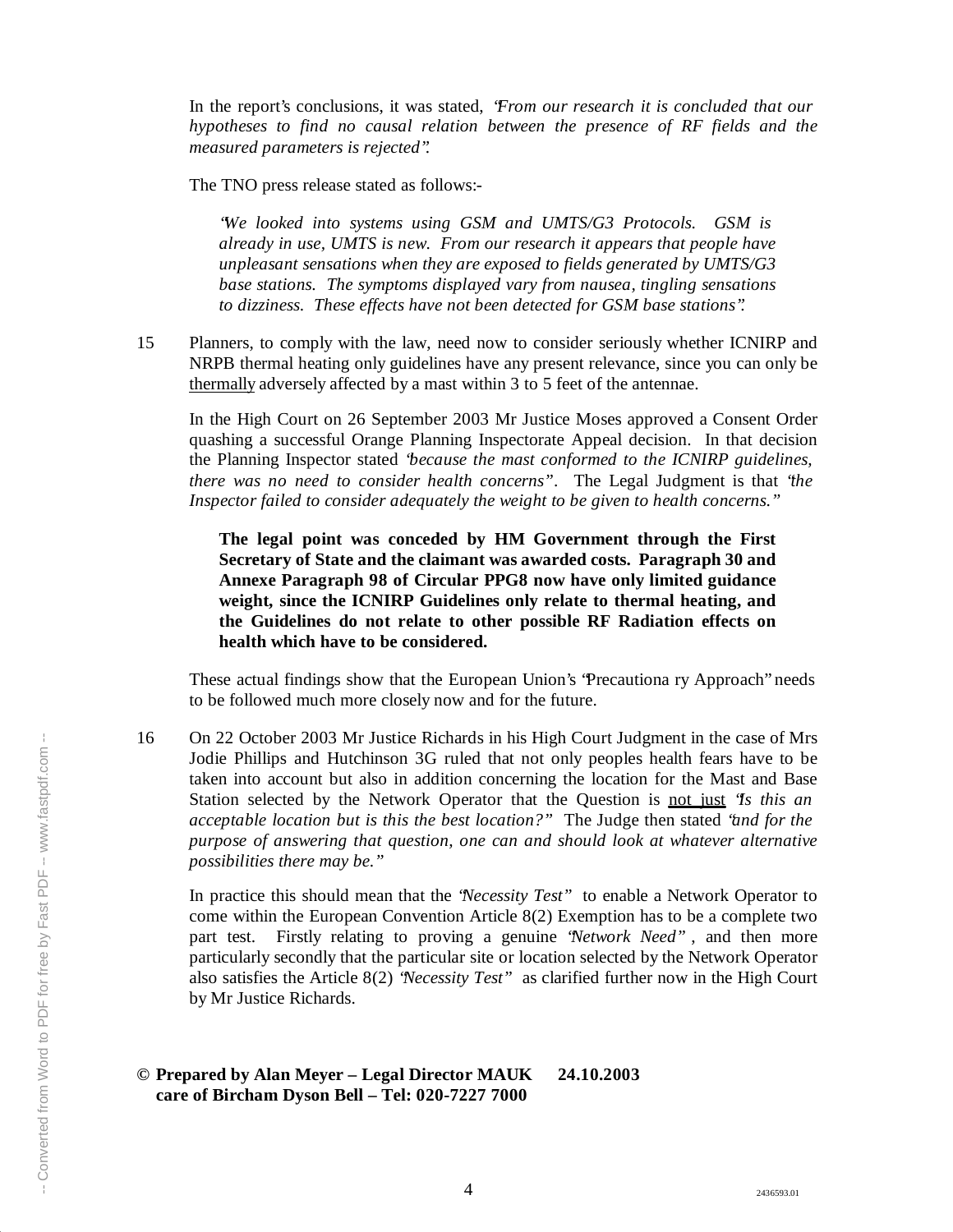In the report's conclusions, it was stated, *"From our research it is concluded that our hypotheses to find no causal relation between the presence of RF fields and the measured parameters is rejected"*.

The TNO press release stated as follows:-

> *"We looked into systems using GSM and UMTS/G3 Protocols. GSM is already in use, UMTS is new. From our research it appears that people have unpleasant sensations when they are exposed to fields generated by UMTS/G3 base stations. The symptoms displayed vary from nausea, tingling sensations to dizziness. These effects have not been detected for GSM base stations"*.

15 Planners, to comply with the law, need now to consider seriously whether ICNIRP and NRPB thermal heating only guidelines have any present relevance, since you can only be <u>thermally</u> adversely affected by a mast within 3 to 5 feet of the antennae.

In the High Court on 26 September 2003 Mr Justice Moses approved a Consent Order quashing a successful Orange Planning Inspectorate Appeal decision. In that decision the Planning Inspector stated *"because the mast conformed to the ICNIRP guidelines, there was no need to consider health concerns"*. The Legal Judgment is that *"the Inspector failed to consider adequately the weight to be given to health concerns."*

> **The legal point was conceded by HM Government through the First Secretary of State and the claimant was awarded costs. Paragraph 30 and Annexe Paragraph 98 of Circular PPG8 now have only limited guidance weight, since the ICNIRP Guidelines only relate to thermal heating, and the Guidelines do not relate to other possible RF Radiation effects on health which have to be considered.**

These actual findings show that the European Union's "Precautiona ry Approach" needs to be followed much more closely now and for the future.

16 On 22 October 2003 Mr Justice Richards in his High Court Judgment in the case of Mrs Jodie Phillips and Hutchinson 3G ruled that not only peoples health fears have to be taken into account but also in addition concerning the location for the Mast and Base Station selected by the Network Operator that the Question is <u>not just</u> *"Is this an acceptable location but is this the best location?"* The Judge then stated *"and for the purpose of answering that question, one can and should look at whatever alternative possibilities there may be."*

In practice this should mean that the *"Necessity Test"* to enable a Network Operator to come within the European Convention Article 8(2) Exemption has to be a complete two part test. Firstly relating to proving a genuine *"Network Need"*, and then more particularly secondly that the particular site or location selected by the Network Operator also satisfies the Article 8(2) *"Necessity Test"* as clarified further now in the High Court by Mr Justice Richards.

**© Prepared by Alan Meyer – Legal Director MAUK 24.10.2003**
**care of Bircham Dyson Bell – Tel: 020-7227 7000**